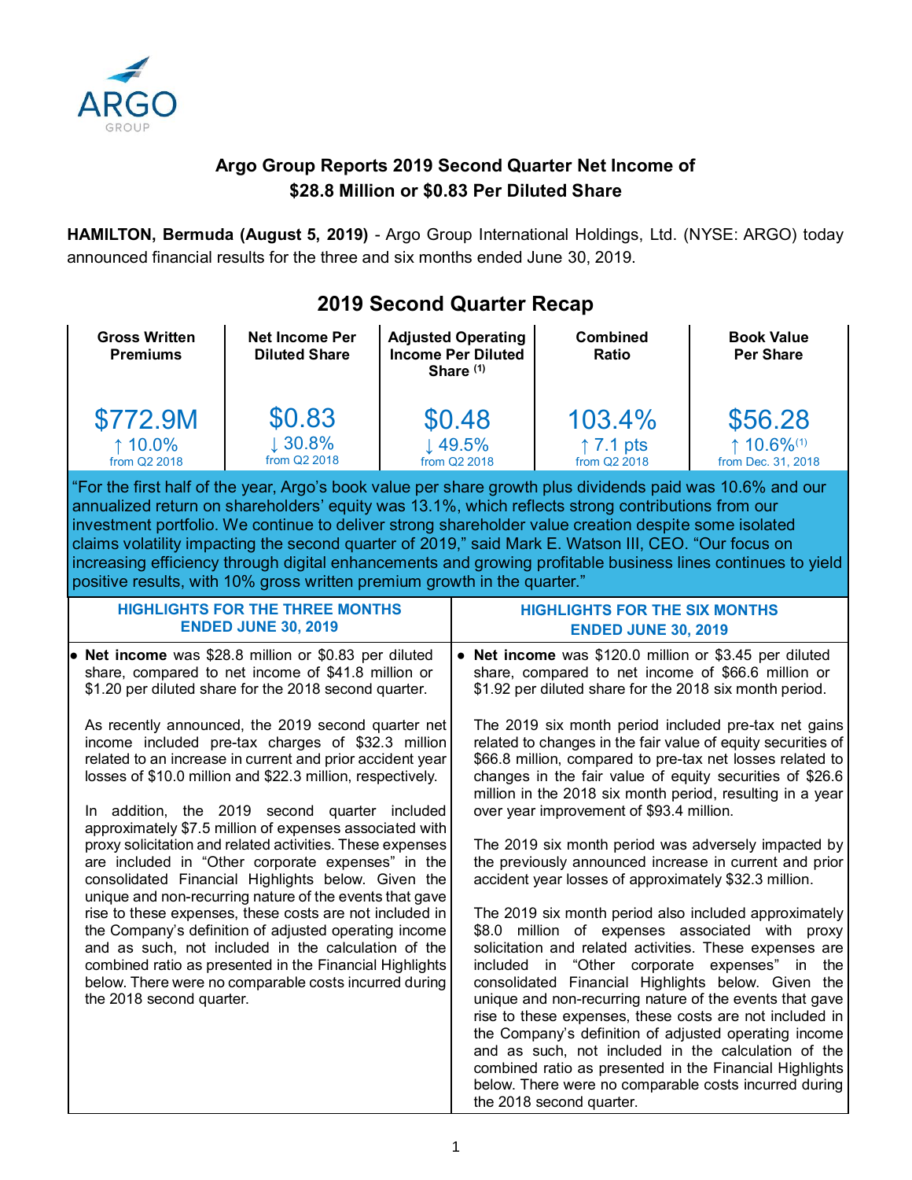ARGO GROUP

# Argo Group Reports 2019 Second Quarter Net Income of $28.8 Million or $0.83 Per Diluted Share

**HAMILTON, Bermuda (August 5, 2019)** - Argo Group International Holdings, Ltd. (NYSE: ARGO) today announced financial results for the three and six months ended June 30, 2019.

## 2019 Second Quarter Recap

| Gross Written Premiums | Net Income Per Diluted Share | Adjusted Operating Income Per Diluted Share [1] | Combined Ratio | Book Value Per Share |
|---|---|---|---|---|
| $772.9M | $0.83 | $0.48 | 103.4% | $56.28 |
| ↑ 10.0% from Q2 2018 | ↓ 30.8% from Q2 2018 | ↓ 49.5% from Q2 2018 | ↑ 7.1 pts from Q2 2018 | ↑ 10.6%[1] from Dec. 31, 2018 |

"For the first half of the year, Argo's book value per share growth plus dividends paid was 10.6% and our annualized return on shareholders' equity was 13.1%, which reflects strong contributions from our investment portfolio. We continue to deliver strong shareholder value creation despite some isolated claims volatility impacting the second quarter of 2019," said Mark E. Watson III, CEO. "Our focus on increasing efficiency through digital enhancements and growing profitable business lines continues to yield positive results, with 10% gross written premium growth in the quarter."

### HIGHLIGHTS FOR THE THREE MONTHS ENDED JUNE 30, 2019

- **Net income** was $28.8 million or $0.83 per diluted share, compared to net income of $41.8 million or $1.20 per diluted share for the 2018 second quarter.

  As recently announced, the 2019 second quarter net income included pre-tax charges of $32.3 million related to an increase in current and prior accident year losses of $10.0 million and $22.3 million, respectively.

  In addition, the 2019 second quarter included approximately $7.5 million of expenses associated with proxy solicitation and related activities. These expenses are included in "Other corporate expenses" in the consolidated Financial Highlights below. Given the unique and non-recurring nature of the events that gave rise to these expenses, these costs are not included in the Company's definition of adjusted operating income and as such, not included in the calculation of the combined ratio as presented in the Financial Highlights below. There were no comparable costs incurred during the 2018 second quarter.

### HIGHLIGHTS FOR THE SIX MONTHS ENDED JUNE 30, 2019

- **Net income** was $120.0 million or $3.45 per diluted share, compared to net income of $66.6 million or $1.92 per diluted share for the 2018 six month period.

  The 2019 six month period included pre-tax net gains related to changes in the fair value of equity securities of $66.8 million, compared to pre-tax net losses related to changes in the fair value of equity securities of $26.6 million in the 2018 six month period, resulting in a year over year improvement of $93.4 million.

  The 2019 six month period was adversely impacted by the previously announced increase in current and prior accident year losses of approximately $32.3 million.

  The 2019 six month period also included approximately $8.0 million of expenses associated with proxy solicitation and related activities. These expenses are included in "Other corporate expenses" in the consolidated Financial Highlights below. Given the unique and non-recurring nature of the events that gave rise to these expenses, these costs are not included in the Company's definition of adjusted operating income and as such, not included in the calculation of the combined ratio as presented in the Financial Highlights below. There were no comparable costs incurred during the 2018 second quarter.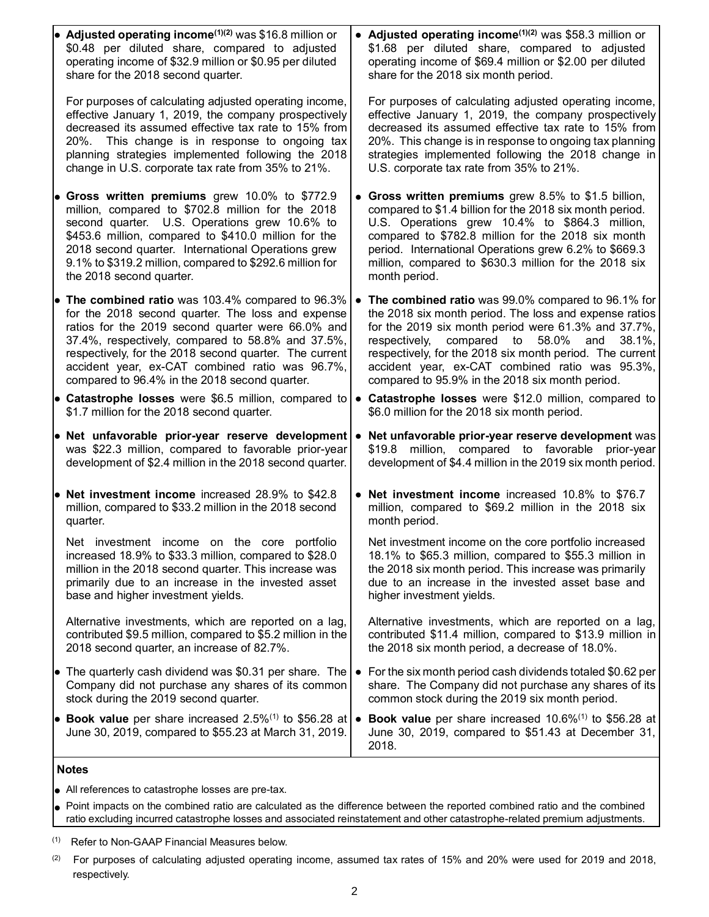| Second Quarter 2019 | Six Months 2019 |
|---|---|
| • **Adjusted operating income**[(1)(2)] was \$16.8 million or \$0.48 per diluted share, compared to adjusted operating income of \$32.9 million or \$0.95 per diluted share for the 2018 second quarter.<br><br>For purposes of calculating adjusted operating income, effective January 1, 2019, the company prospectively decreased its assumed effective tax rate to 15% from 20%. This change is in response to ongoing tax planning strategies implemented following the 2018 change in U.S. corporate tax rate from 35% to 21%. | • **Adjusted operating income**[(1)(2)] was \$58.3 million or \$1.68 per diluted share, compared to adjusted operating income of \$69.4 million or \$2.00 per diluted share for the 2018 six month period.<br><br>For purposes of calculating adjusted operating income, effective January 1, 2019, the company prospectively decreased its assumed effective tax rate to 15% from 20%. This change is in response to ongoing tax planning strategies implemented following the 2018 change in U.S. corporate tax rate from 35% to 21%. |
| • **Gross written premiums** grew 10.0% to \$772.9 million, compared to \$702.8 million for the 2018 second quarter. U.S. Operations grew 10.6% to \$453.6 million, compared to \$410.0 million for the 2018 second quarter. International Operations grew 9.1% to \$319.2 million, compared to \$292.6 million for the 2018 second quarter. | • **Gross written premiums** grew 8.5% to \$1.5 billion, compared to \$1.4 billion for the 2018 six month period. U.S. Operations grew 10.4% to \$864.3 million, compared to \$782.8 million for the 2018 six month period. International Operations grew 6.2% to \$669.3 million, compared to \$630.3 million for the 2018 six month period. |
| • **The combined ratio** was 103.4% compared to 96.3% for the 2018 second quarter. The loss and expense ratios for the 2019 second quarter were 66.0% and 37.4%, respectively, compared to 58.8% and 37.5%, respectively, for the 2018 second quarter. The current accident year, ex-CAT combined ratio was 96.7%, compared to 96.4% in the 2018 second quarter. | • **The combined ratio** was 99.0% compared to 96.1% for the 2018 six month period. The loss and expense ratios for the 2019 six month period were 61.3% and 37.7%, respectively, compared to 58.0% and 38.1%, respectively, for the 2018 six month period. The current accident year, ex-CAT combined ratio was 95.3%, compared to 95.9% in the 2018 six month period. |
| • **Catastrophe losses** were \$6.5 million, compared to \$1.7 million for the 2018 second quarter. | • **Catastrophe losses** were \$12.0 million, compared to \$6.0 million for the 2018 six month period. |
| • **Net unfavorable prior-year reserve development** was \$22.3 million, compared to favorable prior-year development of \$2.4 million in the 2018 second quarter. | • **Net unfavorable prior-year reserve development** was \$19.8 million, compared to favorable prior-year development of \$4.4 million in the 2019 six month period. |
| • **Net investment income** increased 28.9% to \$42.8 million, compared to \$33.2 million in the 2018 second quarter.<br><br>Net investment income on the core portfolio increased 18.9% to \$33.3 million, compared to \$28.0 million in the 2018 second quarter. This increase was primarily due to an increase in the invested asset base and higher investment yields.<br><br>Alternative investments, which are reported on a lag, contributed \$9.5 million, compared to \$5.2 million in the 2018 second quarter, an increase of 82.7%. | • **Net investment income** increased 10.8% to \$76.7 million, compared to \$69.2 million in the 2018 six month period.<br><br>Net investment income on the core portfolio increased 18.1% to \$65.3 million, compared to \$55.3 million in the 2018 six month period. This increase was primarily due to an increase in the invested asset base and higher investment yields.<br><br>Alternative investments, which are reported on a lag, contributed \$11.4 million, compared to \$13.9 million in the 2018 six month period, a decrease of 18.0%. |
| • The quarterly cash dividend was \$0.31 per share. The Company did not purchase any shares of its common stock during the 2019 second quarter. | • For the six month period cash dividends totaled \$0.62 per share. The Company did not purchase any shares of its common stock during the 2019 six month period. |
| • **Book value** per share increased 2.5%[(1)] to \$56.28 at June 30, 2019, compared to \$55.23 at March 31, 2019. | • **Book value** per share increased 10.6%[(1)] to \$56.28 at June 30, 2019, compared to \$51.43 at December 31, 2018. |

**Notes**

- All references to catastrophe losses are pre-tax.
- Point impacts on the combined ratio are calculated as the difference between the reported combined ratio and the combined ratio excluding incurred catastrophe losses and associated reinstatement and other catastrophe-related premium adjustments.

(1) Refer to Non-GAAP Financial Measures below.

(2) For purposes of calculating adjusted operating income, assumed tax rates of 15% and 20% were used for 2019 and 2018, respectively.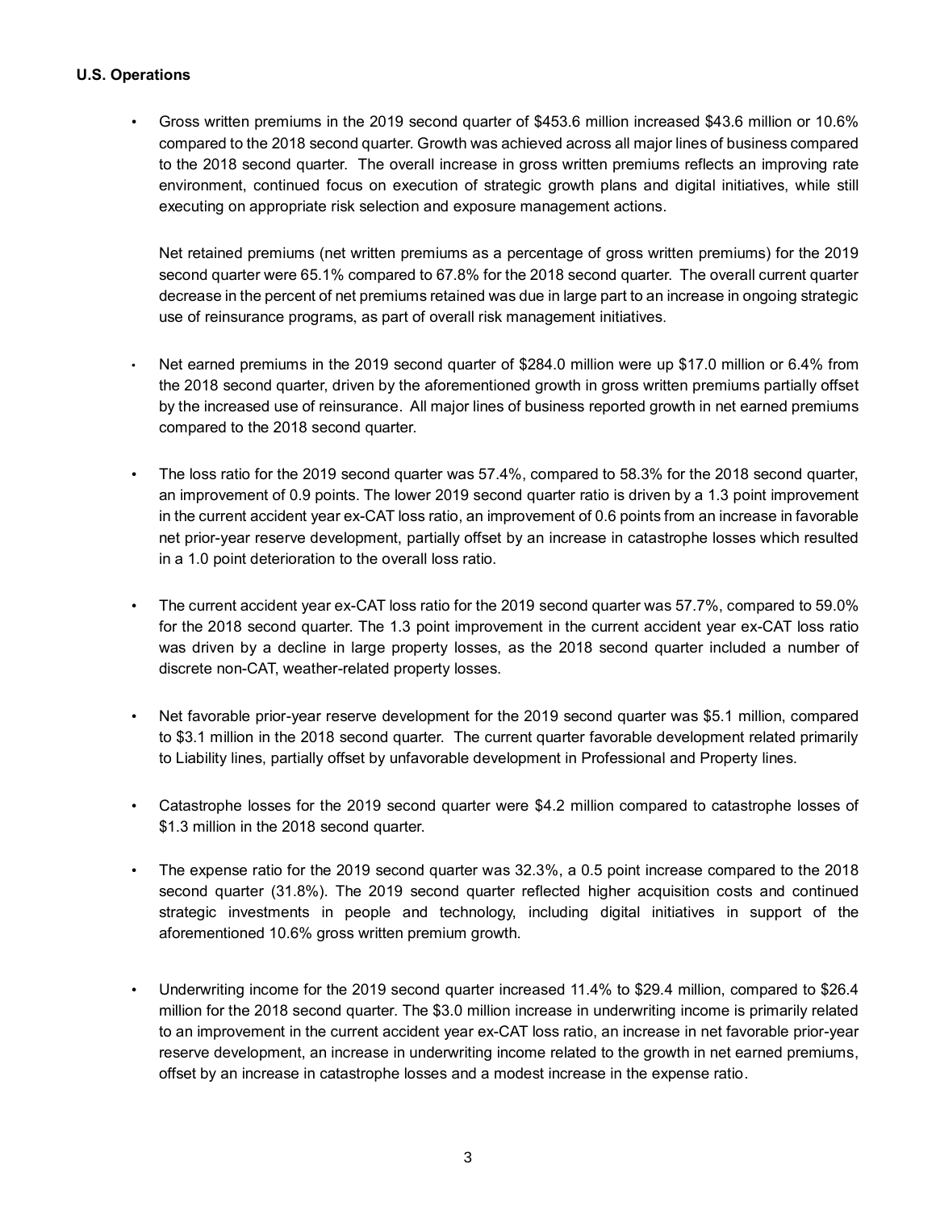**U.S. Operations**

- Gross written premiums in the 2019 second quarter of $453.6 million increased $43.6 million or 10.6% compared to the 2018 second quarter. Growth was achieved across all major lines of business compared to the 2018 second quarter. The overall increase in gross written premiums reflects an improving rate environment, continued focus on execution of strategic growth plans and digital initiatives, while still executing on appropriate risk selection and exposure management actions.

  Net retained premiums (net written premiums as a percentage of gross written premiums) for the 2019 second quarter were 65.1% compared to 67.8% for the 2018 second quarter. The overall current quarter decrease in the percent of net premiums retained was due in large part to an increase in ongoing strategic use of reinsurance programs, as part of overall risk management initiatives.

- Net earned premiums in the 2019 second quarter of $284.0 million were up $17.0 million or 6.4% from the 2018 second quarter, driven by the aforementioned growth in gross written premiums partially offset by the increased use of reinsurance. All major lines of business reported growth in net earned premiums compared to the 2018 second quarter.

- The loss ratio for the 2019 second quarter was 57.4%, compared to 58.3% for the 2018 second quarter, an improvement of 0.9 points. The lower 2019 second quarter ratio is driven by a 1.3 point improvement in the current accident year ex-CAT loss ratio, an improvement of 0.6 points from an increase in favorable net prior-year reserve development, partially offset by an increase in catastrophe losses which resulted in a 1.0 point deterioration to the overall loss ratio.

- The current accident year ex-CAT loss ratio for the 2019 second quarter was 57.7%, compared to 59.0% for the 2018 second quarter. The 1.3 point improvement in the current accident year ex-CAT loss ratio was driven by a decline in large property losses, as the 2018 second quarter included a number of discrete non-CAT, weather-related property losses.

- Net favorable prior-year reserve development for the 2019 second quarter was $5.1 million, compared to $3.1 million in the 2018 second quarter. The current quarter favorable development related primarily to Liability lines, partially offset by unfavorable development in Professional and Property lines.

- Catastrophe losses for the 2019 second quarter were $4.2 million compared to catastrophe losses of $1.3 million in the 2018 second quarter.

- The expense ratio for the 2019 second quarter was 32.3%, a 0.5 point increase compared to the 2018 second quarter (31.8%). The 2019 second quarter reflected higher acquisition costs and continued strategic investments in people and technology, including digital initiatives in support of the aforementioned 10.6% gross written premium growth.

- Underwriting income for the 2019 second quarter increased 11.4% to $29.4 million, compared to $26.4 million for the 2018 second quarter. The $3.0 million increase in underwriting income is primarily related to an improvement in the current accident year ex-CAT loss ratio, an increase in net favorable prior-year reserve development, an increase in underwriting income related to the growth in net earned premiums, offset by an increase in catastrophe losses and a modest increase in the expense ratio.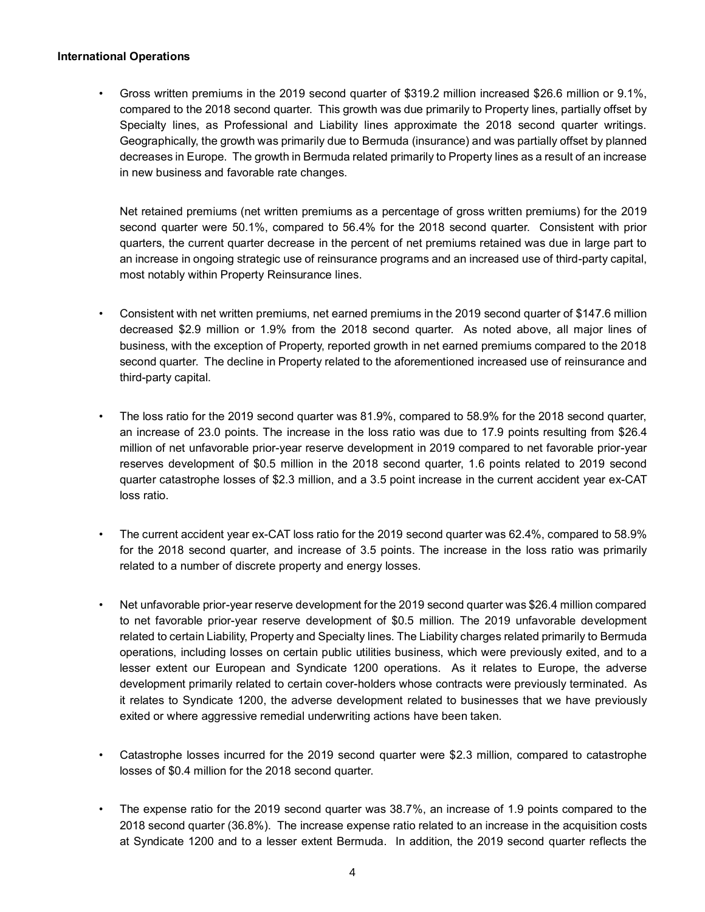**International Operations**

- Gross written premiums in the 2019 second quarter of $319.2 million increased $26.6 million or 9.1%, compared to the 2018 second quarter. This growth was due primarily to Property lines, partially offset by Specialty lines, as Professional and Liability lines approximate the 2018 second quarter writings. Geographically, the growth was primarily due to Bermuda (insurance) and was partially offset by planned decreases in Europe. The growth in Bermuda related primarily to Property lines as a result of an increase in new business and favorable rate changes.

  Net retained premiums (net written premiums as a percentage of gross written premiums) for the 2019 second quarter were 50.1%, compared to 56.4% for the 2018 second quarter. Consistent with prior quarters, the current quarter decrease in the percent of net premiums retained was due in large part to an increase in ongoing strategic use of reinsurance programs and an increased use of third-party capital, most notably within Property Reinsurance lines.

- Consistent with net written premiums, net earned premiums in the 2019 second quarter of $147.6 million decreased $2.9 million or 1.9% from the 2018 second quarter. As noted above, all major lines of business, with the exception of Property, reported growth in net earned premiums compared to the 2018 second quarter. The decline in Property related to the aforementioned increased use of reinsurance and third-party capital.

- The loss ratio for the 2019 second quarter was 81.9%, compared to 58.9% for the 2018 second quarter, an increase of 23.0 points. The increase in the loss ratio was due to 17.9 points resulting from $26.4 million of net unfavorable prior-year reserve development in 2019 compared to net favorable prior-year reserves development of $0.5 million in the 2018 second quarter, 1.6 points related to 2019 second quarter catastrophe losses of $2.3 million, and a 3.5 point increase in the current accident year ex-CAT loss ratio.

- The current accident year ex-CAT loss ratio for the 2019 second quarter was 62.4%, compared to 58.9% for the 2018 second quarter, and increase of 3.5 points. The increase in the loss ratio was primarily related to a number of discrete property and energy losses.

- Net unfavorable prior-year reserve development for the 2019 second quarter was $26.4 million compared to net favorable prior-year reserve development of $0.5 million. The 2019 unfavorable development related to certain Liability, Property and Specialty lines. The Liability charges related primarily to Bermuda operations, including losses on certain public utilities business, which were previously exited, and to a lesser extent our European and Syndicate 1200 operations. As it relates to Europe, the adverse development primarily related to certain cover-holders whose contracts were previously terminated. As it relates to Syndicate 1200, the adverse development related to businesses that we have previously exited or where aggressive remedial underwriting actions have been taken.

- Catastrophe losses incurred for the 2019 second quarter were $2.3 million, compared to catastrophe losses of $0.4 million for the 2018 second quarter.

- The expense ratio for the 2019 second quarter was 38.7%, an increase of 1.9 points compared to the 2018 second quarter (36.8%). The increase expense ratio related to an increase in the acquisition costs at Syndicate 1200 and to a lesser extent Bermuda. In addition, the 2019 second quarter reflects the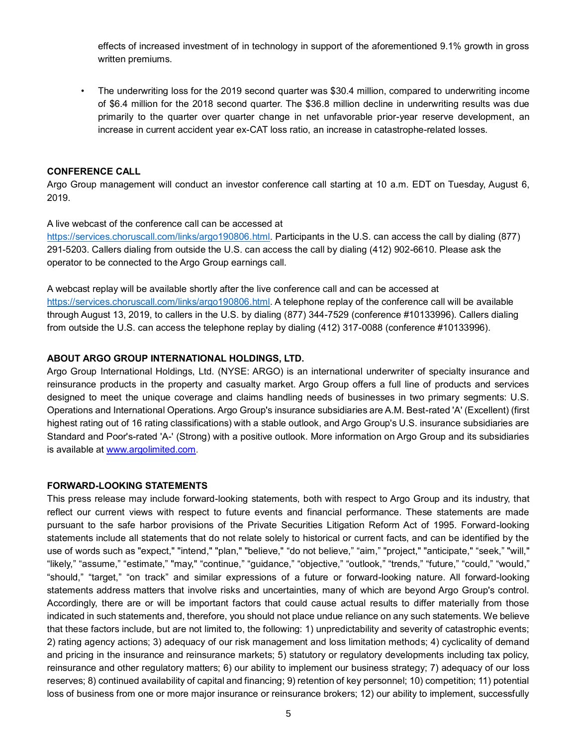effects of increased investment of in technology in support of the aforementioned 9.1% growth in gross written premiums.

- The underwriting loss for the 2019 second quarter was $30.4 million, compared to underwriting income of $6.4 million for the 2018 second quarter. The $36.8 million decline in underwriting results was due primarily to the quarter over quarter change in net unfavorable prior-year reserve development, an increase in current accident year ex-CAT loss ratio, an increase in catastrophe-related losses.

**CONFERENCE CALL**

Argo Group management will conduct an investor conference call starting at 10 a.m. EDT on Tuesday, August 6, 2019.

A live webcast of the conference call can be accessed at https://services.choruscall.com/links/argo190806.html. Participants in the U.S. can access the call by dialing (877) 291-5203. Callers dialing from outside the U.S. can access the call by dialing (412) 902-6610. Please ask the operator to be connected to the Argo Group earnings call.

A webcast replay will be available shortly after the live conference call and can be accessed at https://services.choruscall.com/links/argo190806.html. A telephone replay of the conference call will be available through August 13, 2019, to callers in the U.S. by dialing (877) 344-7529 (conference #10133996). Callers dialing from outside the U.S. can access the telephone replay by dialing (412) 317-0088 (conference #10133996).

**ABOUT ARGO GROUP INTERNATIONAL HOLDINGS, LTD.**

Argo Group International Holdings, Ltd. (NYSE: ARGO) is an international underwriter of specialty insurance and reinsurance products in the property and casualty market. Argo Group offers a full line of products and services designed to meet the unique coverage and claims handling needs of businesses in two primary segments: U.S. Operations and International Operations. Argo Group's insurance subsidiaries are A.M. Best-rated 'A' (Excellent) (first highest rating out of 16 rating classifications) with a stable outlook, and Argo Group's U.S. insurance subsidiaries are Standard and Poor's-rated 'A-' (Strong) with a positive outlook. More information on Argo Group and its subsidiaries is available at www.argolimited.com.

**FORWARD-LOOKING STATEMENTS**

This press release may include forward-looking statements, both with respect to Argo Group and its industry, that reflect our current views with respect to future events and financial performance. These statements are made pursuant to the safe harbor provisions of the Private Securities Litigation Reform Act of 1995. Forward-looking statements include all statements that do not relate solely to historical or current facts, and can be identified by the use of words such as "expect," "intend," "plan," "believe," "do not believe," "aim," "project," "anticipate," "seek," "will," "likely," "assume," "estimate," "may," "continue," "guidance," "objective," "outlook," "trends," "future," "could," "would," "should," "target," "on track" and similar expressions of a future or forward-looking nature. All forward-looking statements address matters that involve risks and uncertainties, many of which are beyond Argo Group's control. Accordingly, there are or will be important factors that could cause actual results to differ materially from those indicated in such statements and, therefore, you should not place undue reliance on any such statements. We believe that these factors include, but are not limited to, the following: 1) unpredictability and severity of catastrophic events; 2) rating agency actions; 3) adequacy of our risk management and loss limitation methods; 4) cyclicality of demand and pricing in the insurance and reinsurance markets; 5) statutory or regulatory developments including tax policy, reinsurance and other regulatory matters; 6) our ability to implement our business strategy; 7) adequacy of our loss reserves; 8) continued availability of capital and financing; 9) retention of key personnel; 10) competition; 11) potential loss of business from one or more major insurance or reinsurance brokers; 12) our ability to implement, successfully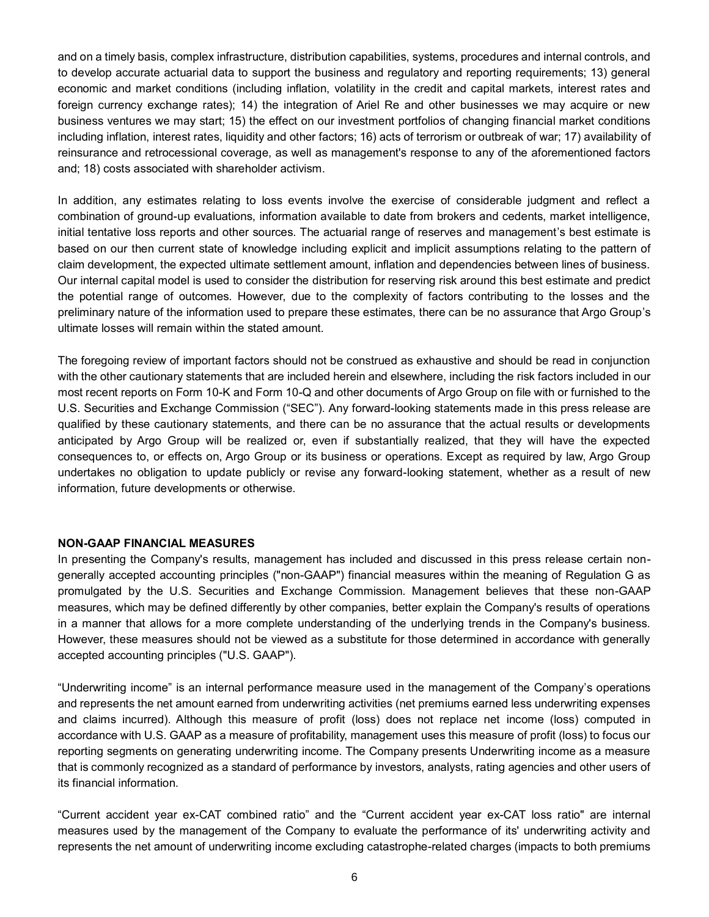and on a timely basis, complex infrastructure, distribution capabilities, systems, procedures and internal controls, and to develop accurate actuarial data to support the business and regulatory and reporting requirements; 13) general economic and market conditions (including inflation, volatility in the credit and capital markets, interest rates and foreign currency exchange rates); 14) the integration of Ariel Re and other businesses we may acquire or new business ventures we may start; 15) the effect on our investment portfolios of changing financial market conditions including inflation, interest rates, liquidity and other factors; 16) acts of terrorism or outbreak of war; 17) availability of reinsurance and retrocessional coverage, as well as management's response to any of the aforementioned factors and; 18) costs associated with shareholder activism.

In addition, any estimates relating to loss events involve the exercise of considerable judgment and reflect a combination of ground-up evaluations, information available to date from brokers and cedents, market intelligence, initial tentative loss reports and other sources. The actuarial range of reserves and management's best estimate is based on our then current state of knowledge including explicit and implicit assumptions relating to the pattern of claim development, the expected ultimate settlement amount, inflation and dependencies between lines of business. Our internal capital model is used to consider the distribution for reserving risk around this best estimate and predict the potential range of outcomes. However, due to the complexity of factors contributing to the losses and the preliminary nature of the information used to prepare these estimates, there can be no assurance that Argo Group's ultimate losses will remain within the stated amount.

The foregoing review of important factors should not be construed as exhaustive and should be read in conjunction with the other cautionary statements that are included herein and elsewhere, including the risk factors included in our most recent reports on Form 10-K and Form 10-Q and other documents of Argo Group on file with or furnished to the U.S. Securities and Exchange Commission ("SEC"). Any forward-looking statements made in this press release are qualified by these cautionary statements, and there can be no assurance that the actual results or developments anticipated by Argo Group will be realized or, even if substantially realized, that they will have the expected consequences to, or effects on, Argo Group or its business or operations. Except as required by law, Argo Group undertakes no obligation to update publicly or revise any forward-looking statement, whether as a result of new information, future developments or otherwise.

**NON-GAAP FINANCIAL MEASURES**

In presenting the Company's results, management has included and discussed in this press release certain non-generally accepted accounting principles ("non-GAAP") financial measures within the meaning of Regulation G as promulgated by the U.S. Securities and Exchange Commission. Management believes that these non-GAAP measures, which may be defined differently by other companies, better explain the Company's results of operations in a manner that allows for a more complete understanding of the underlying trends in the Company's business. However, these measures should not be viewed as a substitute for those determined in accordance with generally accepted accounting principles ("U.S. GAAP").

"Underwriting income" is an internal performance measure used in the management of the Company's operations and represents the net amount earned from underwriting activities (net premiums earned less underwriting expenses and claims incurred). Although this measure of profit (loss) does not replace net income (loss) computed in accordance with U.S. GAAP as a measure of profitability, management uses this measure of profit (loss) to focus our reporting segments on generating underwriting income. The Company presents Underwriting income as a measure that is commonly recognized as a standard of performance by investors, analysts, rating agencies and other users of its financial information.

"Current accident year ex-CAT combined ratio" and the "Current accident year ex-CAT loss ratio" are internal measures used by the management of the Company to evaluate the performance of its' underwriting activity and represents the net amount of underwriting income excluding catastrophe-related charges (impacts to both premiums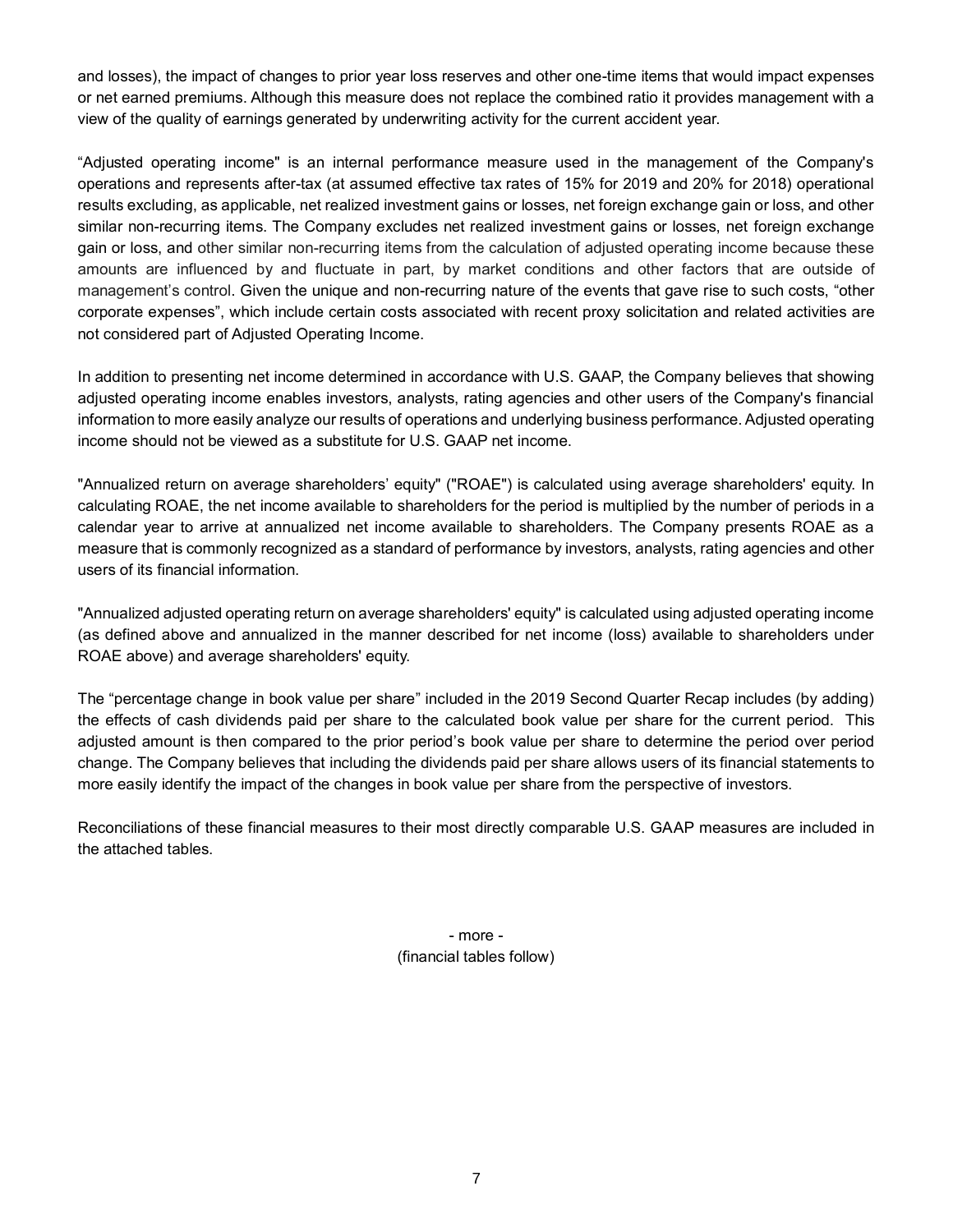and losses), the impact of changes to prior year loss reserves and other one-time items that would impact expenses or net earned premiums. Although this measure does not replace the combined ratio it provides management with a view of the quality of earnings generated by underwriting activity for the current accident year.

“Adjusted operating income" is an internal performance measure used in the management of the Company's operations and represents after-tax (at assumed effective tax rates of 15% for 2019 and 20% for 2018) operational results excluding, as applicable, net realized investment gains or losses, net foreign exchange gain or loss, and other similar non-recurring items. The Company excludes net realized investment gains or losses, net foreign exchange gain or loss, and other similar non-recurring items from the calculation of adjusted operating income because these amounts are influenced by and fluctuate in part, by market conditions and other factors that are outside of management’s control. Given the unique and non-recurring nature of the events that gave rise to such costs, “other corporate expenses”, which include certain costs associated with recent proxy solicitation and related activities are not considered part of Adjusted Operating Income.

In addition to presenting net income determined in accordance with U.S. GAAP, the Company believes that showing adjusted operating income enables investors, analysts, rating agencies and other users of the Company's financial information to more easily analyze our results of operations and underlying business performance. Adjusted operating income should not be viewed as a substitute for U.S. GAAP net income.

"Annualized return on average shareholders’ equity" ("ROAE") is calculated using average shareholders' equity. In calculating ROAE, the net income available to shareholders for the period is multiplied by the number of periods in a calendar year to arrive at annualized net income available to shareholders. The Company presents ROAE as a measure that is commonly recognized as a standard of performance by investors, analysts, rating agencies and other users of its financial information.

"Annualized adjusted operating return on average shareholders' equity" is calculated using adjusted operating income (as defined above and annualized in the manner described for net income (loss) available to shareholders under ROAE above) and average shareholders' equity.

The “percentage change in book value per share” included in the 2019 Second Quarter Recap includes (by adding) the effects of cash dividends paid per share to the calculated book value per share for the current period. This adjusted amount is then compared to the prior period’s book value per share to determine the period over period change. The Company believes that including the dividends paid per share allows users of its financial statements to more easily identify the impact of the changes in book value per share from the perspective of investors.

Reconciliations of these financial measures to their most directly comparable U.S. GAAP measures are included in the attached tables.

- more -
(financial tables follow)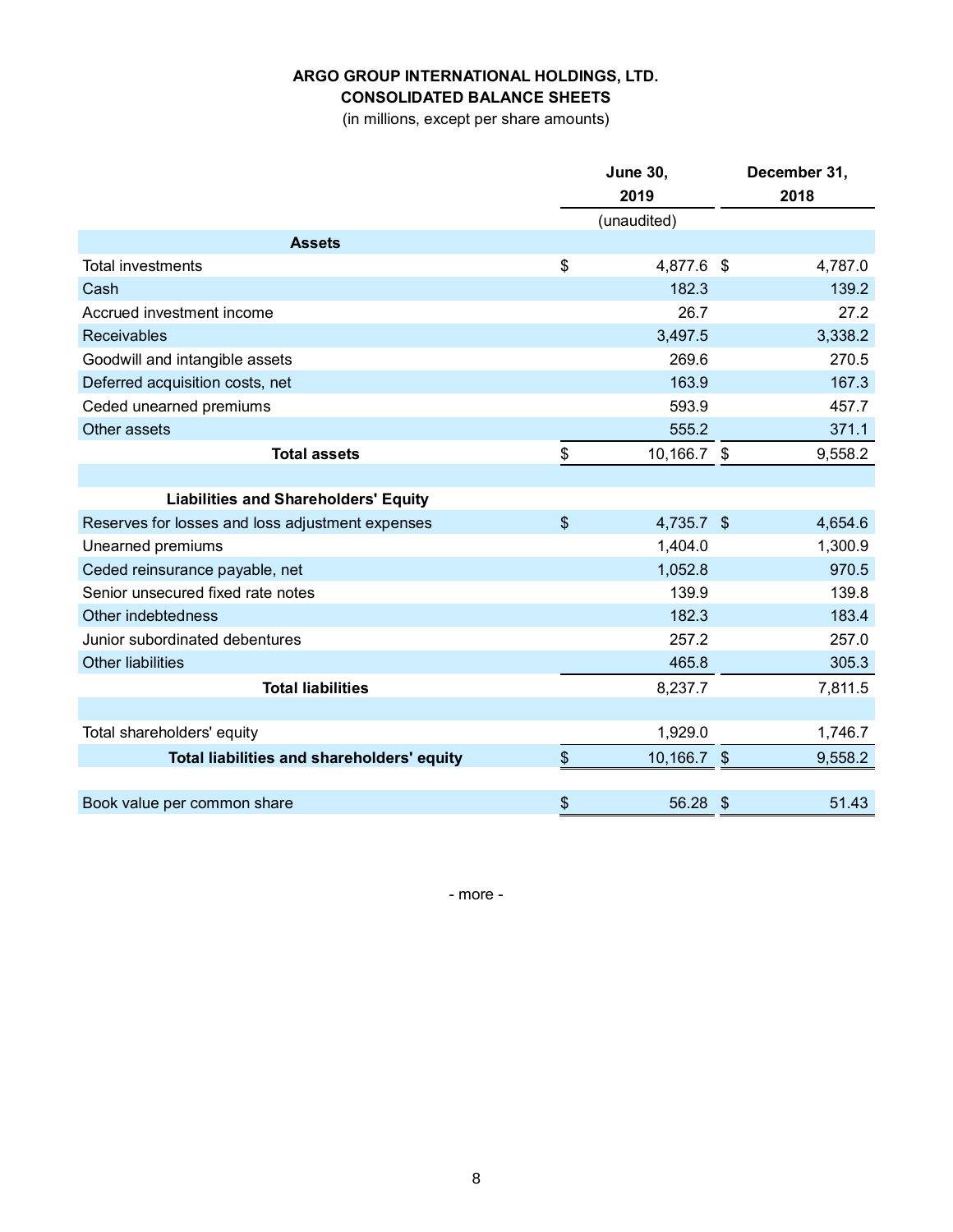**ARGO GROUP INTERNATIONAL HOLDINGS, LTD.**
**CONSOLIDATED BALANCE SHEETS**
(in millions, except per share amounts)

| | June 30, 2019 | December 31, 2018 |
|---|---|---|
| | (unaudited) | |
| **Assets** | | |
| Total investments | $ 4,877.6 | $ 4,787.0 |
| Cash | 182.3 | 139.2 |
| Accrued investment income | 26.7 | 27.2 |
| Receivables | 3,497.5 | 3,338.2 |
| Goodwill and intangible assets | 269.6 | 270.5 |
| Deferred acquisition costs, net | 163.9 | 167.3 |
| Ceded unearned premiums | 593.9 | 457.7 |
| Other assets | 555.2 | 371.1 |
| **Total assets** | $ 10,166.7 | $ 9,558.2 |
| | | |
| **Liabilities and Shareholders' Equity** | | |
| Reserves for losses and loss adjustment expenses | $ 4,735.7 | $ 4,654.6 |
| Unearned premiums | 1,404.0 | 1,300.9 |
| Ceded reinsurance payable, net | 1,052.8 | 970.5 |
| Senior unsecured fixed rate notes | 139.9 | 139.8 |
| Other indebtedness | 182.3 | 183.4 |
| Junior subordinated debentures | 257.2 | 257.0 |
| Other liabilities | 465.8 | 305.3 |
| **Total liabilities** | 8,237.7 | 7,811.5 |
| | | |
| Total shareholders' equity | 1,929.0 | 1,746.7 |
| **Total liabilities and shareholders' equity** | $ 10,166.7 | $ 9,558.2 |
| | | |
| Book value per common share | $ 56.28 | $ 51.43 |

- more -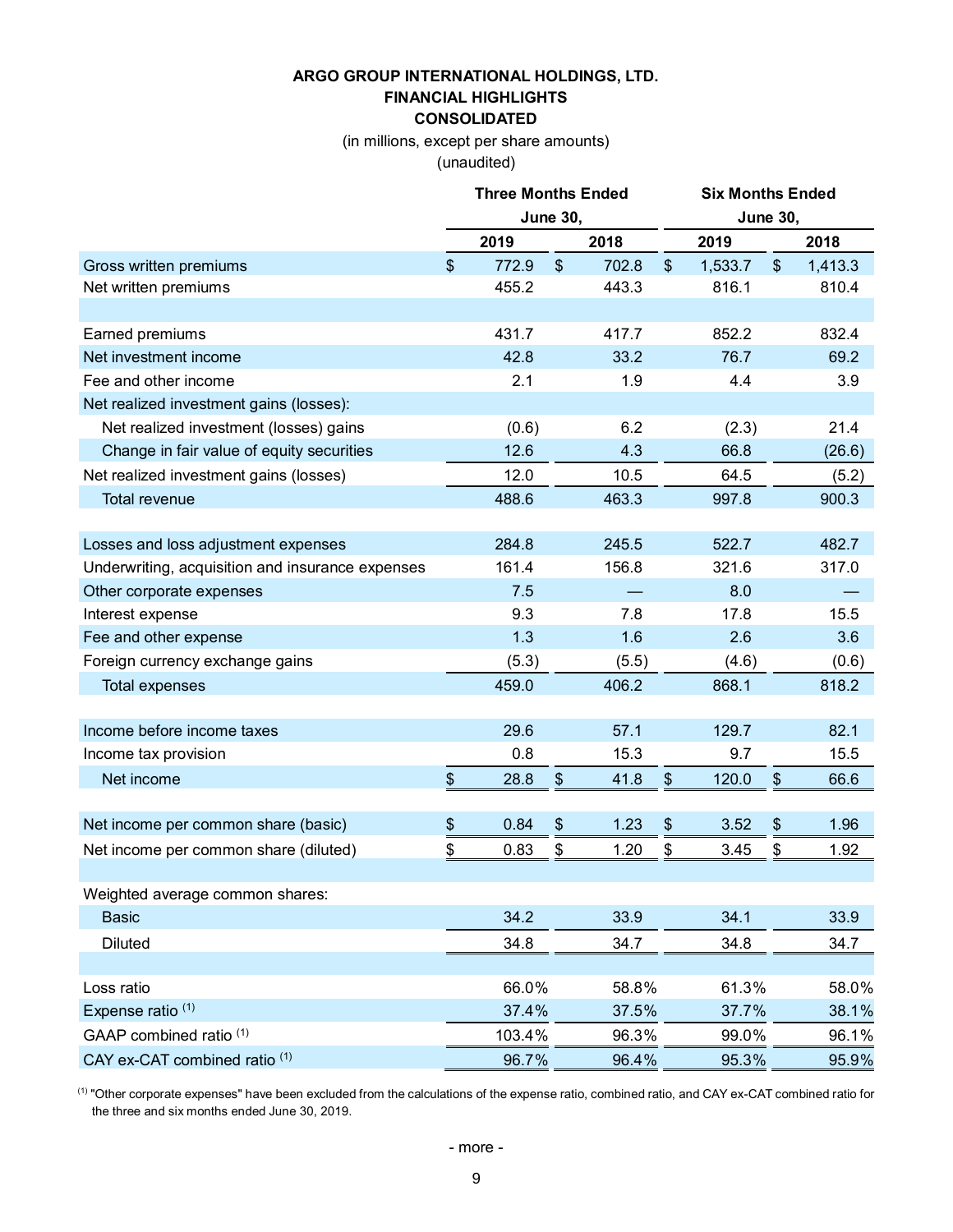# ARGO GROUP INTERNATIONAL HOLDINGS, LTD.
## FINANCIAL HIGHLIGHTS
## CONSOLIDATED

(in millions, except per share amounts)
(unaudited)

| | Three Months Ended June 30, | | Six Months Ended June 30, | |
|---|---|---|---|---|
| | 2019 | 2018 | 2019 | 2018 |
| Gross written premiums | $ 772.9 | $ 702.8 | $ 1,533.7 | $ 1,413.3 |
| Net written premiums | 455.2 | 443.3 | 816.1 | 810.4 |
| | | | | |
| Earned premiums | 431.7 | 417.7 | 852.2 | 832.4 |
| Net investment income | 42.8 | 33.2 | 76.7 | 69.2 |
| Fee and other income | 2.1 | 1.9 | 4.4 | 3.9 |
| Net realized investment gains (losses): | | | | |
| Net realized investment (losses) gains | (0.6) | 6.2 | (2.3) | 21.4 |
| Change in fair value of equity securities | 12.6 | 4.3 | 66.8 | (26.6) |
| Net realized investment gains (losses) | 12.0 | 10.5 | 64.5 | (5.2) |
| Total revenue | 488.6 | 463.3 | 997.8 | 900.3 |
| | | | | |
| Losses and loss adjustment expenses | 284.8 | 245.5 | 522.7 | 482.7 |
| Underwriting, acquisition and insurance expenses | 161.4 | 156.8 | 321.6 | 317.0 |
| Other corporate expenses | 7.5 | — | 8.0 | — |
| Interest expense | 9.3 | 7.8 | 17.8 | 15.5 |
| Fee and other expense | 1.3 | 1.6 | 2.6 | 3.6 |
| Foreign currency exchange gains | (5.3) | (5.5) | (4.6) | (0.6) |
| Total expenses | 459.0 | 406.2 | 868.1 | 818.2 |
| | | | | |
| Income before income taxes | 29.6 | 57.1 | 129.7 | 82.1 |
| Income tax provision | 0.8 | 15.3 | 9.7 | 15.5 |
| Net income | $ 28.8 | $ 41.8 | $ 120.0 | $ 66.6 |
| | | | | |
| Net income per common share (basic) | $ 0.84 | $ 1.23 | $ 3.52 | $ 1.96 |
| Net income per common share (diluted) | $ 0.83 | $ 1.20 | $ 3.45 | $ 1.92 |
| | | | | |
| Weighted average common shares: | | | | |
| Basic | 34.2 | 33.9 | 34.1 | 33.9 |
| Diluted | 34.8 | 34.7 | 34.8 | 34.7 |
| | | | | |
| Loss ratio | 66.0% | 58.8% | 61.3% | 58.0% |
| Expense ratio [1] | 37.4% | 37.5% | 37.7% | 38.1% |
| GAAP combined ratio [1] | 103.4% | 96.3% | 99.0% | 96.1% |
| CAY ex-CAT combined ratio [1] | 96.7% | 96.4% | 95.3% | 95.9% |

[1] "Other corporate expenses" have been excluded from the calculations of the expense ratio, combined ratio, and CAY ex-CAT combined ratio for the three and six months ended June 30, 2019.

- more -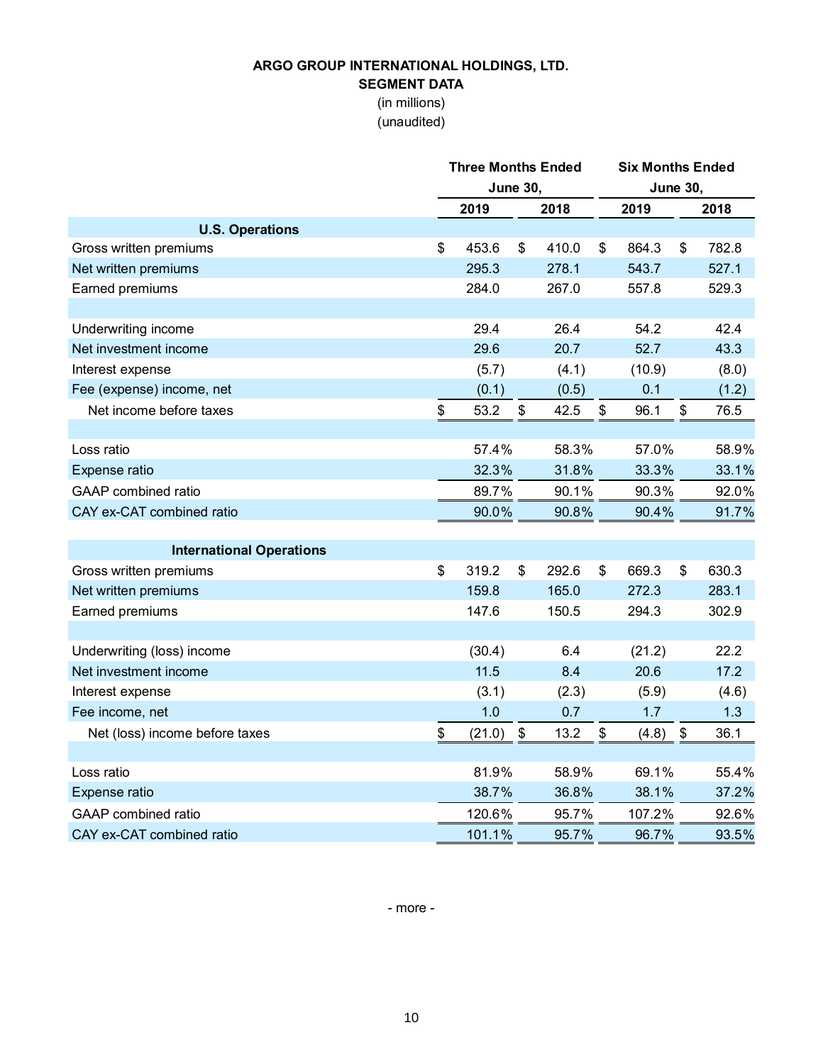# ARGO GROUP INTERNATIONAL HOLDINGS, LTD.

## SEGMENT DATA

(in millions)

(unaudited)

| | Three Months Ended June 30, | | Six Months Ended June 30, | |
|---|---|---|---|---|
| | 2019 | 2018 | 2019 | 2018 |
| **U.S. Operations** | | | | |
| Gross written premiums | $ 453.6 | $ 410.0 | $ 864.3 | $ 782.8 |
| Net written premiums | 295.3 | 278.1 | 543.7 | 527.1 |
| Earned premiums | 284.0 | 267.0 | 557.8 | 529.3 |
| | | | | |
| Underwriting income | 29.4 | 26.4 | 54.2 | 42.4 |
| Net investment income | 29.6 | 20.7 | 52.7 | 43.3 |
| Interest expense | (5.7) | (4.1) | (10.9) | (8.0) |
| Fee (expense) income, net | (0.1) | (0.5) | 0.1 | (1.2) |
| Net income before taxes | $ 53.2 | $ 42.5 | $ 96.1 | $ 76.5 |
| | | | | |
| Loss ratio | 57.4% | 58.3% | 57.0% | 58.9% |
| Expense ratio | 32.3% | 31.8% | 33.3% | 33.1% |
| GAAP combined ratio | 89.7% | 90.1% | 90.3% | 92.0% |
| CAY ex-CAT combined ratio | 90.0% | 90.8% | 90.4% | 91.7% |
| | | | | |
| **International Operations** | | | | |
| Gross written premiums | $ 319.2 | $ 292.6 | $ 669.3 | $ 630.3 |
| Net written premiums | 159.8 | 165.0 | 272.3 | 283.1 |
| Earned premiums | 147.6 | 150.5 | 294.3 | 302.9 |
| | | | | |
| Underwriting (loss) income | (30.4) | 6.4 | (21.2) | 22.2 |
| Net investment income | 11.5 | 8.4 | 20.6 | 17.2 |
| Interest expense | (3.1) | (2.3) | (5.9) | (4.6) |
| Fee income, net | 1.0 | 0.7 | 1.7 | 1.3 |
| Net (loss) income before taxes | $ (21.0) | $ 13.2 | $ (4.8) | $ 36.1 |
| | | | | |
| Loss ratio | 81.9% | 58.9% | 69.1% | 55.4% |
| Expense ratio | 38.7% | 36.8% | 38.1% | 37.2% |
| GAAP combined ratio | 120.6% | 95.7% | 107.2% | 92.6% |
| CAY ex-CAT combined ratio | 101.1% | 95.7% | 96.7% | 93.5% |

- more -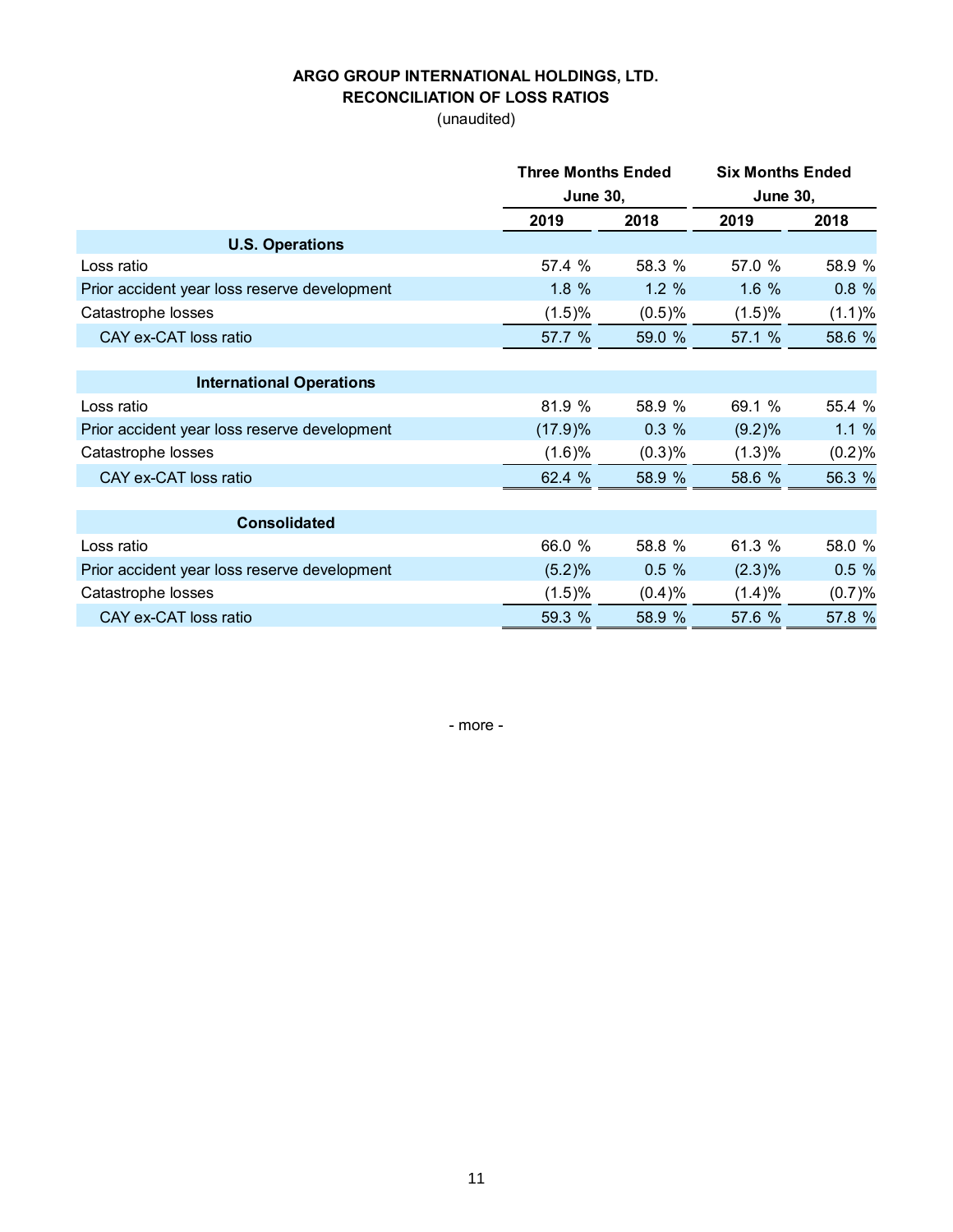**ARGO GROUP INTERNATIONAL HOLDINGS, LTD.**
**RECONCILIATION OF LOSS RATIOS**
(unaudited)

| | Three Months Ended June 30, | | Six Months Ended June 30, | |
|---|---|---|---|---|
| | 2019 | 2018 | 2019 | 2018 |
| **U.S. Operations** | | | | |
| Loss ratio | 57.4 % | 58.3 % | 57.0 % | 58.9 % |
| Prior accident year loss reserve development | 1.8 % | 1.2 % | 1.6 % | 0.8 % |
| Catastrophe losses | (1.5)% | (0.5)% | (1.5)% | (1.1)% |
| CAY ex-CAT loss ratio | 57.7 % | 59.0 % | 57.1 % | 58.6 % |
| **International Operations** | | | | |
| Loss ratio | 81.9 % | 58.9 % | 69.1 % | 55.4 % |
| Prior accident year loss reserve development | (17.9)% | 0.3 % | (9.2)% | 1.1 % |
| Catastrophe losses | (1.6)% | (0.3)% | (1.3)% | (0.2)% |
| CAY ex-CAT loss ratio | 62.4 % | 58.9 % | 58.6 % | 56.3 % |
| **Consolidated** | | | | |
| Loss ratio | 66.0 % | 58.8 % | 61.3 % | 58.0 % |
| Prior accident year loss reserve development | (5.2)% | 0.5 % | (2.3)% | 0.5 % |
| Catastrophe losses | (1.5)% | (0.4)% | (1.4)% | (0.7)% |
| CAY ex-CAT loss ratio | 59.3 % | 58.9 % | 57.6 % | 57.8 % |

- more -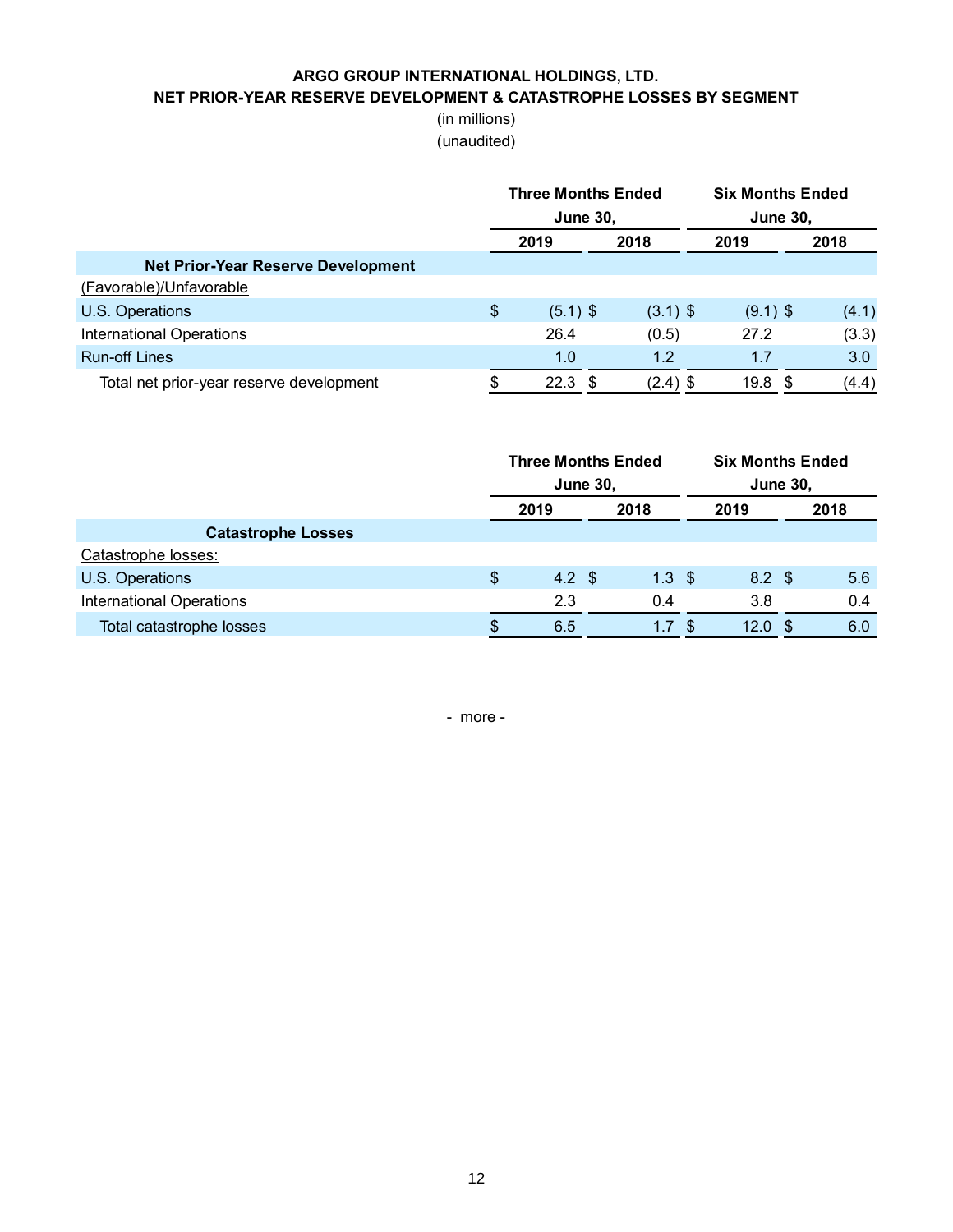**ARGO GROUP INTERNATIONAL HOLDINGS, LTD.**
**NET PRIOR-YEAR RESERVE DEVELOPMENT & CATASTROPHE LOSSES BY SEGMENT**
(in millions)
(unaudited)

| | Three Months Ended June 30, | | Six Months Ended June 30, | |
|---|---|---|---|---|
| | 2019 | 2018 | 2019 | 2018 |
| **Net Prior-Year Reserve Development** | | | | |
| (Favorable)/Unfavorable | | | | |
| U.S. Operations | $ (5.1) | $ (3.1) | $ (9.1) | $ (4.1) |
| International Operations | 26.4 | (0.5) | 27.2 | (3.3) |
| Run-off Lines | 1.0 | 1.2 | 1.7 | 3.0 |
| Total net prior-year reserve development | $ 22.3 | $ (2.4) | $ 19.8 | $ (4.4) |

| | Three Months Ended June 30, | | Six Months Ended June 30, | |
|---|---|---|---|---|
| | 2019 | 2018 | 2019 | 2018 |
| **Catastrophe Losses** | | | | |
| Catastrophe losses: | | | | |
| U.S. Operations | $ 4.2 | $ 1.3 | $ 8.2 | $ 5.6 |
| International Operations | 2.3 | 0.4 | 3.8 | 0.4 |
| Total catastrophe losses | $ 6.5 | $ 1.7 | $ 12.0 | $ 6.0 |

\- more -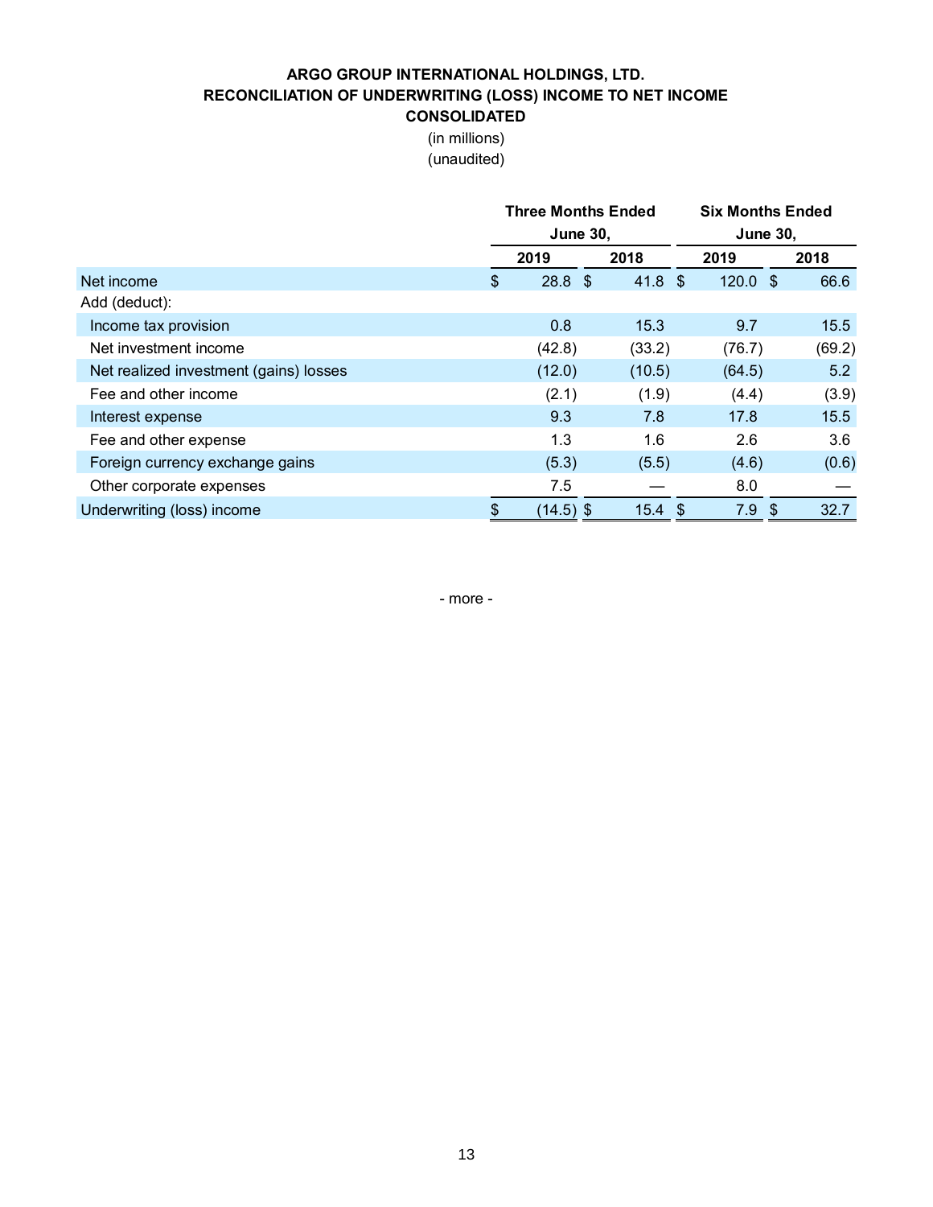**ARGO GROUP INTERNATIONAL HOLDINGS, LTD.**
**RECONCILIATION OF UNDERWRITING (LOSS) INCOME TO NET INCOME**
**CONSOLIDATED**
(in millions)
(unaudited)

| | Three Months Ended June 30, | | Six Months Ended June 30, | |
|---|---|---|---|---|
| | 2019 | 2018 | 2019 | 2018 |
| Net income | $ 28.8 | $ 41.8 | $ 120.0 | $ 66.6 |
| Add (deduct): | | | | |
| Income tax provision | 0.8 | 15.3 | 9.7 | 15.5 |
| Net investment income | (42.8) | (33.2) | (76.7) | (69.2) |
| Net realized investment (gains) losses | (12.0) | (10.5) | (64.5) | 5.2 |
| Fee and other income | (2.1) | (1.9) | (4.4) | (3.9) |
| Interest expense | 9.3 | 7.8 | 17.8 | 15.5 |
| Fee and other expense | 1.3 | 1.6 | 2.6 | 3.6 |
| Foreign currency exchange gains | (5.3) | (5.5) | (4.6) | (0.6) |
| Other corporate expenses | 7.5 | — | 8.0 | — |
| Underwriting (loss) income | $ (14.5) | $ 15.4 | $ 7.9 | $ 32.7 |

- more -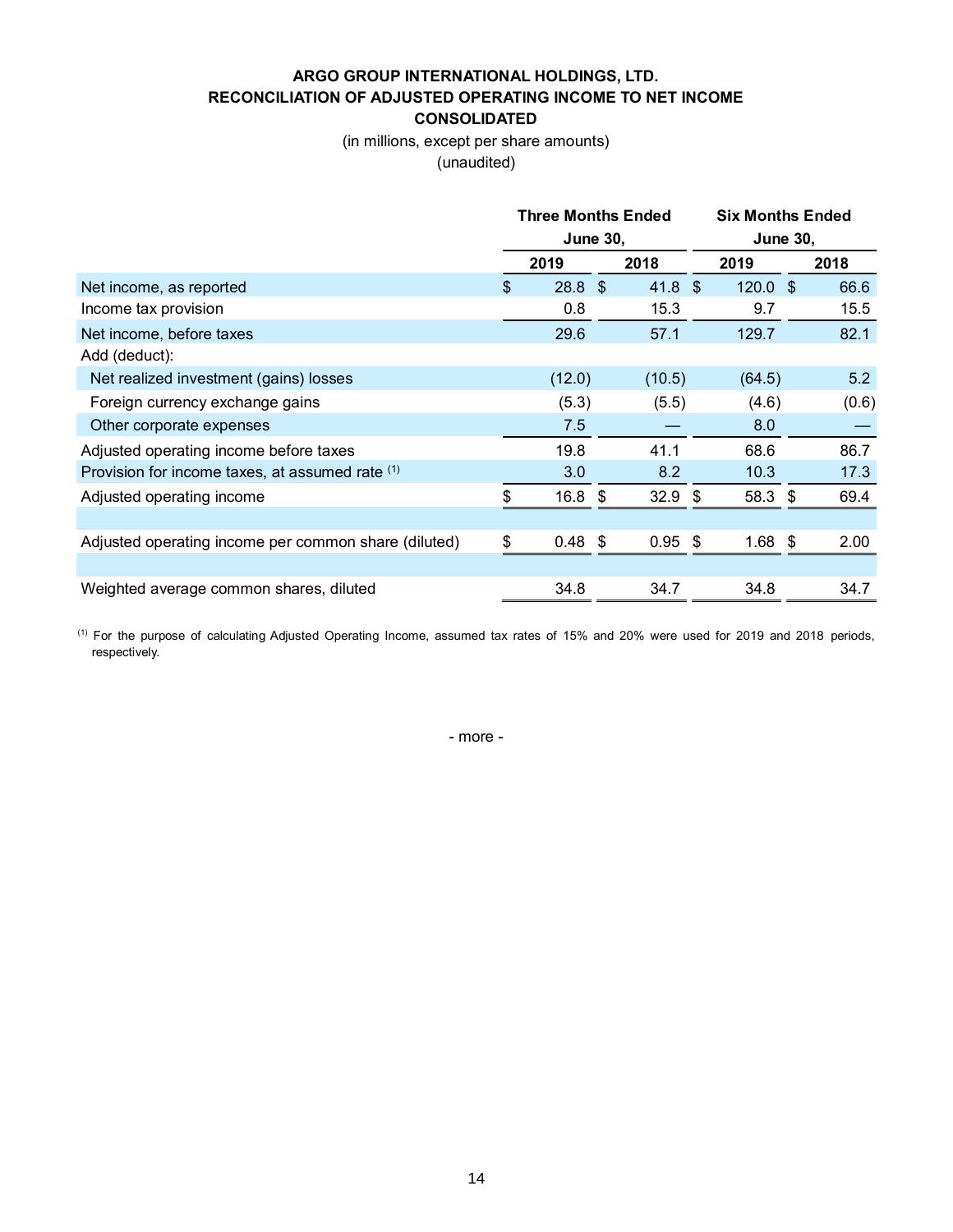# ARGO GROUP INTERNATIONAL HOLDINGS, LTD.
## RECONCILIATION OF ADJUSTED OPERATING INCOME TO NET INCOME
## CONSOLIDATED

(in millions, except per share amounts)
(unaudited)

| | Three Months Ended June 30, | | Six Months Ended June 30, | |
|---|---|---|---|---|
| | 2019 | 2018 | 2019 | 2018 |
| Net income, as reported | $ 28.8 | $ 41.8 | $ 120.0 | $ 66.6 |
| Income tax provision | 0.8 | 15.3 | 9.7 | 15.5 |
| Net income, before taxes | 29.6 | 57.1 | 129.7 | 82.1 |
| Add (deduct): | | | | |
| Net realized investment (gains) losses | (12.0) | (10.5) | (64.5) | 5.2 |
| Foreign currency exchange gains | (5.3) | (5.5) | (4.6) | (0.6) |
| Other corporate expenses | 7.5 | — | 8.0 | — |
| Adjusted operating income before taxes | 19.8 | 41.1 | 68.6 | 86.7 |
| Provision for income taxes, at assumed rate [(1)] | 3.0 | 8.2 | 10.3 | 17.3 |
| Adjusted operating income | $ 16.8 | $ 32.9 | $ 58.3 | $ 69.4 |
| | | | | |
| Adjusted operating income per common share (diluted) | $ 0.48 | $ 0.95 | $ 1.68 | $ 2.00 |
| | | | | |
| Weighted average common shares, diluted | 34.8 | 34.7 | 34.8 | 34.7 |

[(1)] For the purpose of calculating Adjusted Operating Income, assumed tax rates of 15% and 20% were used for 2019 and 2018 periods, respectively.

- more -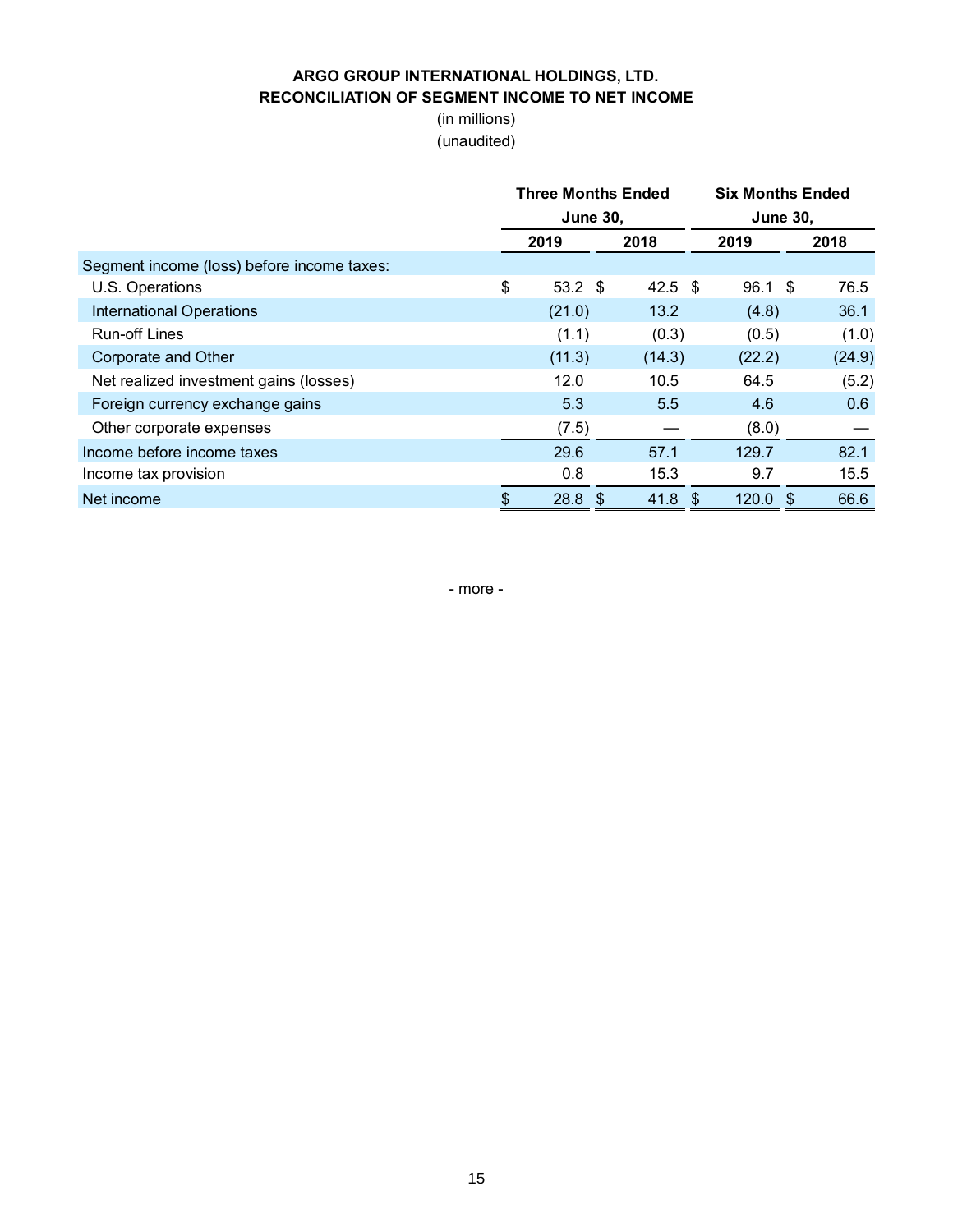**ARGO GROUP INTERNATIONAL HOLDINGS, LTD.**
**RECONCILIATION OF SEGMENT INCOME TO NET INCOME**

(in millions)
(unaudited)

| | Three Months Ended June 30, | | Six Months Ended June 30, | |
|---|---|---|---|---|
| | 2019 | 2018 | 2019 | 2018 |
| Segment income (loss) before income taxes: | | | | |
| U.S. Operations | $ 53.2 | $ 42.5 | $ 96.1 | $ 76.5 |
| International Operations | (21.0) | 13.2 | (4.8) | 36.1 |
| Run-off Lines | (1.1) | (0.3) | (0.5) | (1.0) |
| Corporate and Other | (11.3) | (14.3) | (22.2) | (24.9) |
| Net realized investment gains (losses) | 12.0 | 10.5 | 64.5 | (5.2) |
| Foreign currency exchange gains | 5.3 | 5.5 | 4.6 | 0.6 |
| Other corporate expenses | (7.5) | — | (8.0) | — |
| Income before income taxes | 29.6 | 57.1 | 129.7 | 82.1 |
| Income tax provision | 0.8 | 15.3 | 9.7 | 15.5 |
| Net income | $ 28.8 | $ 41.8 | $ 120.0 | $ 66.6 |

- more -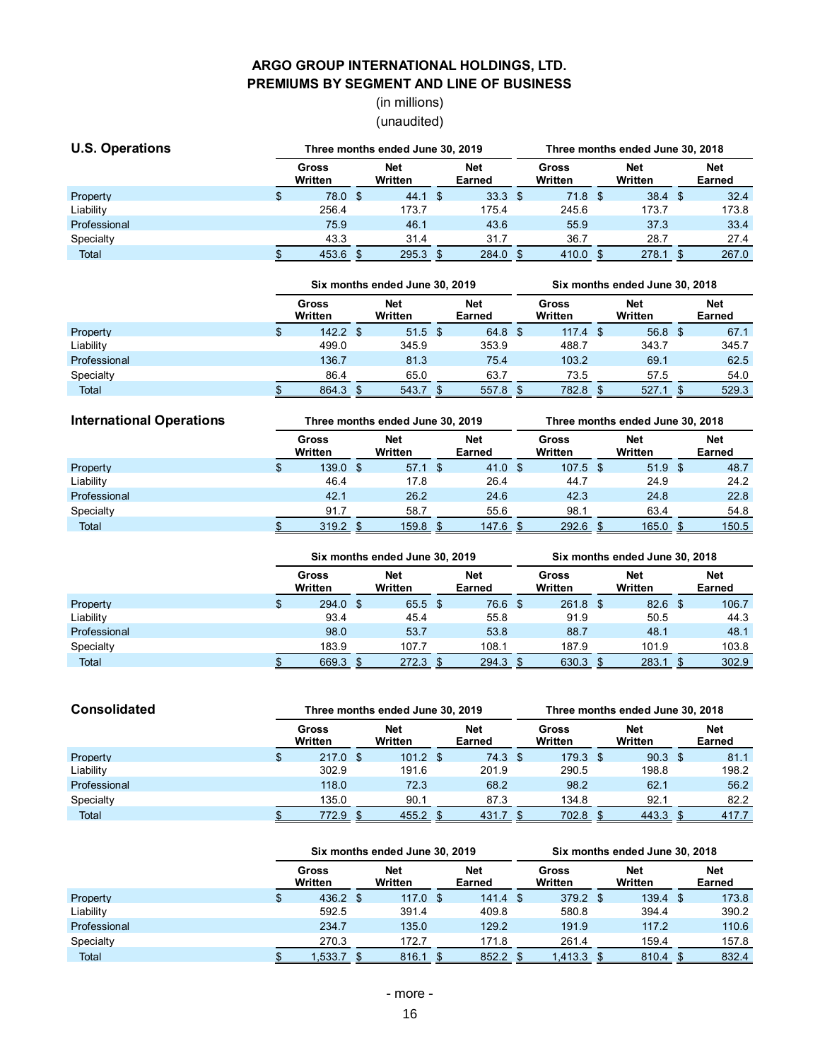# ARGO GROUP INTERNATIONAL HOLDINGS, LTD.
## PREMIUMS BY SEGMENT AND LINE OF BUSINESS

(in millions)

(unaudited)

### U.S. Operations

| | Three months ended June 30, 2019 | | | Three months ended June 30, 2018 | | |
|---|---|---|---|---|---|---|
| | Gross Written | Net Written | Net Earned | Gross Written | Net Written | Net Earned |
| Property | $ 78.0 | $ 44.1 | $ 33.3 | $ 71.8 | $ 38.4 | $ 32.4 |
| Liability | 256.4 | 173.7 | 175.4 | 245.6 | 173.7 | 173.8 |
| Professional | 75.9 | 46.1 | 43.6 | 55.9 | 37.3 | 33.4 |
| Specialty | 43.3 | 31.4 | 31.7 | 36.7 | 28.7 | 27.4 |
| Total | $ 453.6 | $ 295.3 | $ 284.0 | $ 410.0 | $ 278.1 | $ 267.0 |

| | Six months ended June 30, 2019 | | | Six months ended June 30, 2018 | | |
|---|---|---|---|---|---|---|
| | Gross Written | Net Written | Net Earned | Gross Written | Net Written | Net Earned |
| Property | $ 142.2 | $ 51.5 | $ 64.8 | $ 117.4 | $ 56.8 | $ 67.1 |
| Liability | 499.0 | 345.9 | 353.9 | 488.7 | 343.7 | 345.7 |
| Professional | 136.7 | 81.3 | 75.4 | 103.2 | 69.1 | 62.5 |
| Specialty | 86.4 | 65.0 | 63.7 | 73.5 | 57.5 | 54.0 |
| Total | $ 864.3 | $ 543.7 | $ 557.8 | $ 782.8 | $ 527.1 | $ 529.3 |

### International Operations

| | Three months ended June 30, 2019 | | | Three months ended June 30, 2018 | | |
|---|---|---|---|---|---|---|
| | Gross Written | Net Written | Net Earned | Gross Written | Net Written | Net Earned |
| Property | $ 139.0 | $ 57.1 | $ 41.0 | $ 107.5 | $ 51.9 | $ 48.7 |
| Liability | 46.4 | 17.8 | 26.4 | 44.7 | 24.9 | 24.2 |
| Professional | 42.1 | 26.2 | 24.6 | 42.3 | 24.8 | 22.8 |
| Specialty | 91.7 | 58.7 | 55.6 | 98.1 | 63.4 | 54.8 |
| Total | $ 319.2 | $ 159.8 | $ 147.6 | $ 292.6 | $ 165.0 | $ 150.5 |

| | Six months ended June 30, 2019 | | | Six months ended June 30, 2018 | | |
|---|---|---|---|---|---|---|
| | Gross Written | Net Written | Net Earned | Gross Written | Net Written | Net Earned |
| Property | $ 294.0 | $ 65.5 | $ 76.6 | $ 261.8 | $ 82.6 | $ 106.7 |
| Liability | 93.4 | 45.4 | 55.8 | 91.9 | 50.5 | 44.3 |
| Professional | 98.0 | 53.7 | 53.8 | 88.7 | 48.1 | 48.1 |
| Specialty | 183.9 | 107.7 | 108.1 | 187.9 | 101.9 | 103.8 |
| Total | $ 669.3 | $ 272.3 | $ 294.3 | $ 630.3 | $ 283.1 | $ 302.9 |

### Consolidated

| | Three months ended June 30, 2019 | | | Three months ended June 30, 2018 | | |
|---|---|---|---|---|---|---|
| | Gross Written | Net Written | Net Earned | Gross Written | Net Written | Net Earned |
| Property | $ 217.0 | $ 101.2 | $ 74.3 | $ 179.3 | $ 90.3 | $ 81.1 |
| Liability | 302.9 | 191.6 | 201.9 | 290.5 | 198.8 | 198.2 |
| Professional | 118.0 | 72.3 | 68.2 | 98.2 | 62.1 | 56.2 |
| Specialty | 135.0 | 90.1 | 87.3 | 134.8 | 92.1 | 82.2 |
| Total | $ 772.9 | $ 455.2 | $ 431.7 | $ 702.8 | $ 443.3 | $ 417.7 |

| | Six months ended June 30, 2019 | | | Six months ended June 30, 2018 | | |
|---|---|---|---|---|---|---|
| | Gross Written | Net Written | Net Earned | Gross Written | Net Written | Net Earned |
| Property | $ 436.2 | $ 117.0 | $ 141.4 | $ 379.2 | $ 139.4 | $ 173.8 |
| Liability | 592.5 | 391.4 | 409.8 | 580.8 | 394.4 | 390.2 |
| Professional | 234.7 | 135.0 | 129.2 | 191.9 | 117.2 | 110.6 |
| Specialty | 270.3 | 172.7 | 171.8 | 261.4 | 159.4 | 157.8 |
| Total | $ 1,533.7 | $ 816.1 | $ 852.2 | $ 1,413.3 | $ 810.4 | $ 832.4 |

- more -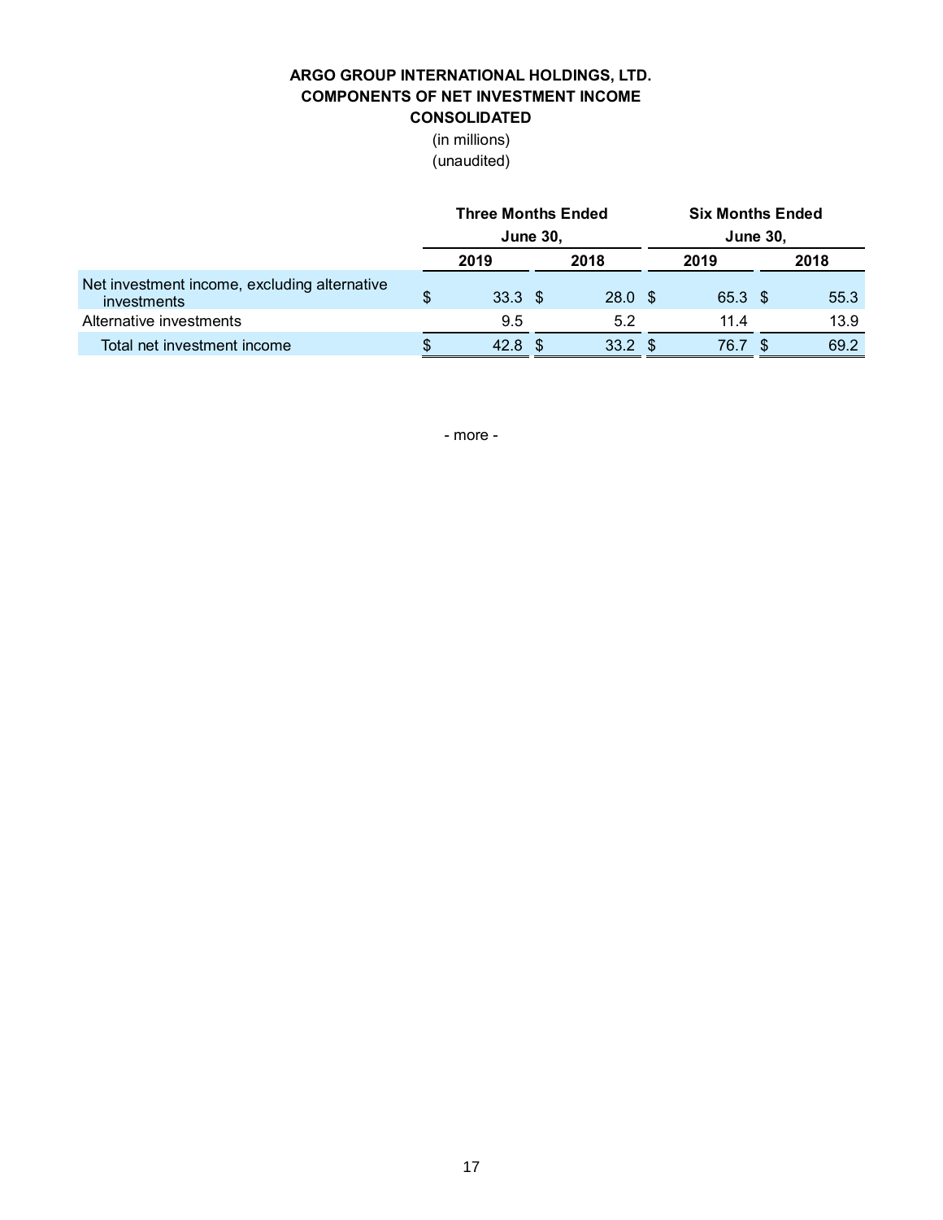**ARGO GROUP INTERNATIONAL HOLDINGS, LTD.**
**COMPONENTS OF NET INVESTMENT INCOME**
**CONSOLIDATED**
(in millions)
(unaudited)

| | Three Months Ended June 30, | | Six Months Ended June 30, | |
|---|---|---|---|---|
| | 2019 | 2018 | 2019 | 2018 |
| Net investment income, excluding alternative investments | $ 33.3 | $ 28.0 | $ 65.3 | $ 55.3 |
| Alternative investments | 9.5 | 5.2 | 11.4 | 13.9 |
| Total net investment income | $ 42.8 | $ 33.2 | $ 76.7 | $ 69.2 |

- more -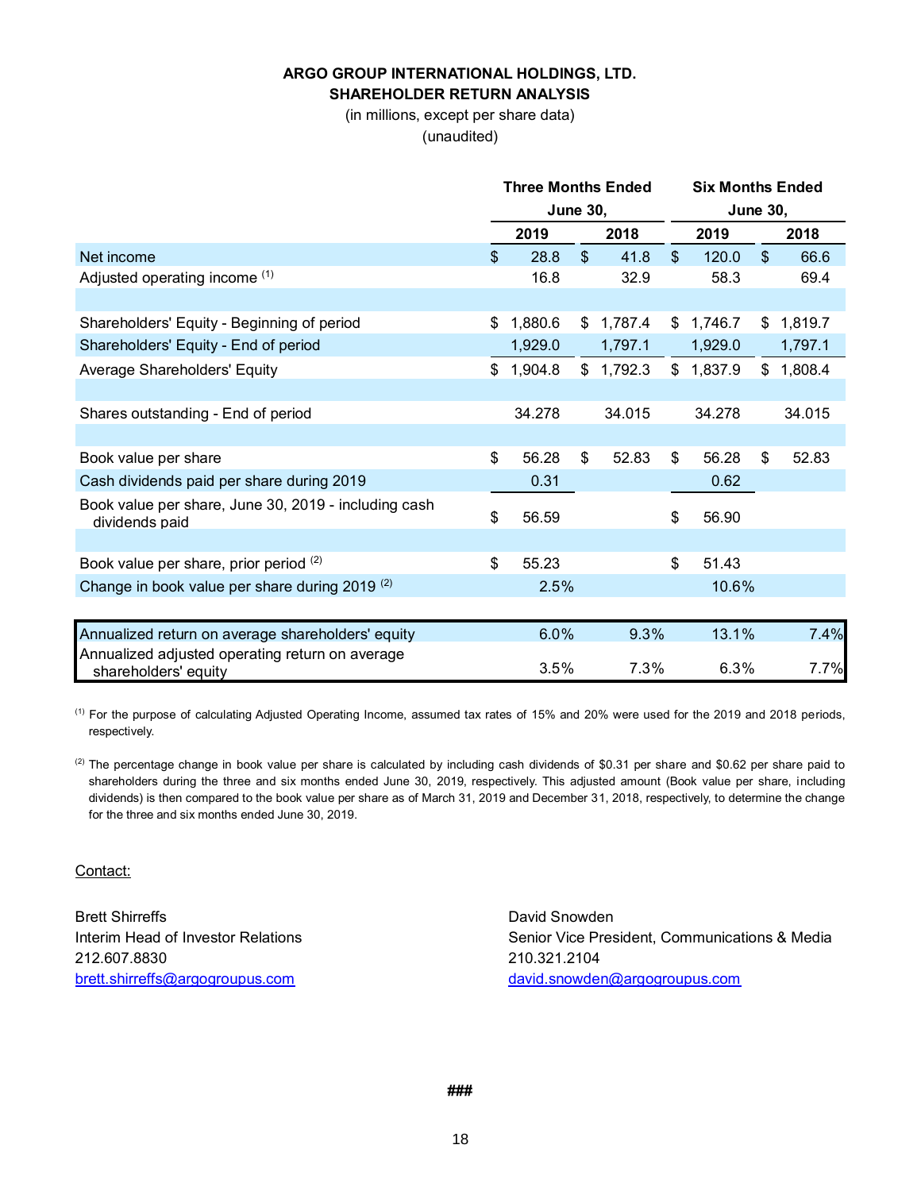**ARGO GROUP INTERNATIONAL HOLDINGS, LTD.**
**SHAREHOLDER RETURN ANALYSIS**

(in millions, except per share data)
(unaudited)

| | Three Months Ended June 30, | | Six Months Ended June 30, | |
|---|---|---|---|---|
| | 2019 | 2018 | 2019 | 2018 |
| Net income | $ 28.8 | $ 41.8 | $ 120.0 | $ 66.6 |
| Adjusted operating income [(1)] | 16.8 | 32.9 | 58.3 | 69.4 |
| | | | | |
| Shareholders' Equity - Beginning of period | $ 1,880.6 | $ 1,787.4 | $ 1,746.7 | $ 1,819.7 |
| Shareholders' Equity - End of period | 1,929.0 | 1,797.1 | 1,929.0 | 1,797.1 |
| Average Shareholders' Equity | $ 1,904.8 | $ 1,792.3 | $ 1,837.9 | $ 1,808.4 |
| | | | | |
| Shares outstanding - End of period | 34.278 | 34.015 | 34.278 | 34.015 |
| | | | | |
| Book value per share | $ 56.28 | $ 52.83 | $ 56.28 | $ 52.83 |
| Cash dividends paid per share during 2019 | 0.31 | | 0.62 | |
| Book value per share, June 30, 2019 - including cash dividends paid | $ 56.59 | | $ 56.90 | |
| | | | | |
| Book value per share, prior period [(2)] | $ 55.23 | | $ 51.43 | |
| Change in book value per share during 2019 [(2)] | 2.5% | | 10.6% | |
| | | | | |
| Annualized return on average shareholders' equity | 6.0% | 9.3% | 13.1% | 7.4% |
| Annualized adjusted operating return on average shareholders' equity | 3.5% | 7.3% | 6.3% | 7.7% |

[(1)] For the purpose of calculating Adjusted Operating Income, assumed tax rates of 15% and 20% were used for the 2019 and 2018 periods, respectively.

[(2)] The percentage change in book value per share is calculated by including cash dividends of $0.31 per share and $0.62 per share paid to shareholders during the three and six months ended June 30, 2019, respectively. This adjusted amount (Book value per share, including dividends) is then compared to the book value per share as of March 31, 2019 and December 31, 2018, respectively, to determine the change for the three and six months ended June 30, 2019.

Contact:

Brett Shirreffs
Interim Head of Investor Relations
212.607.8830
brett.shirreffs@argogroupus.com

David Snowden
Senior Vice President, Communications & Media
210.321.2104
david.snowden@argogroupus.com

###